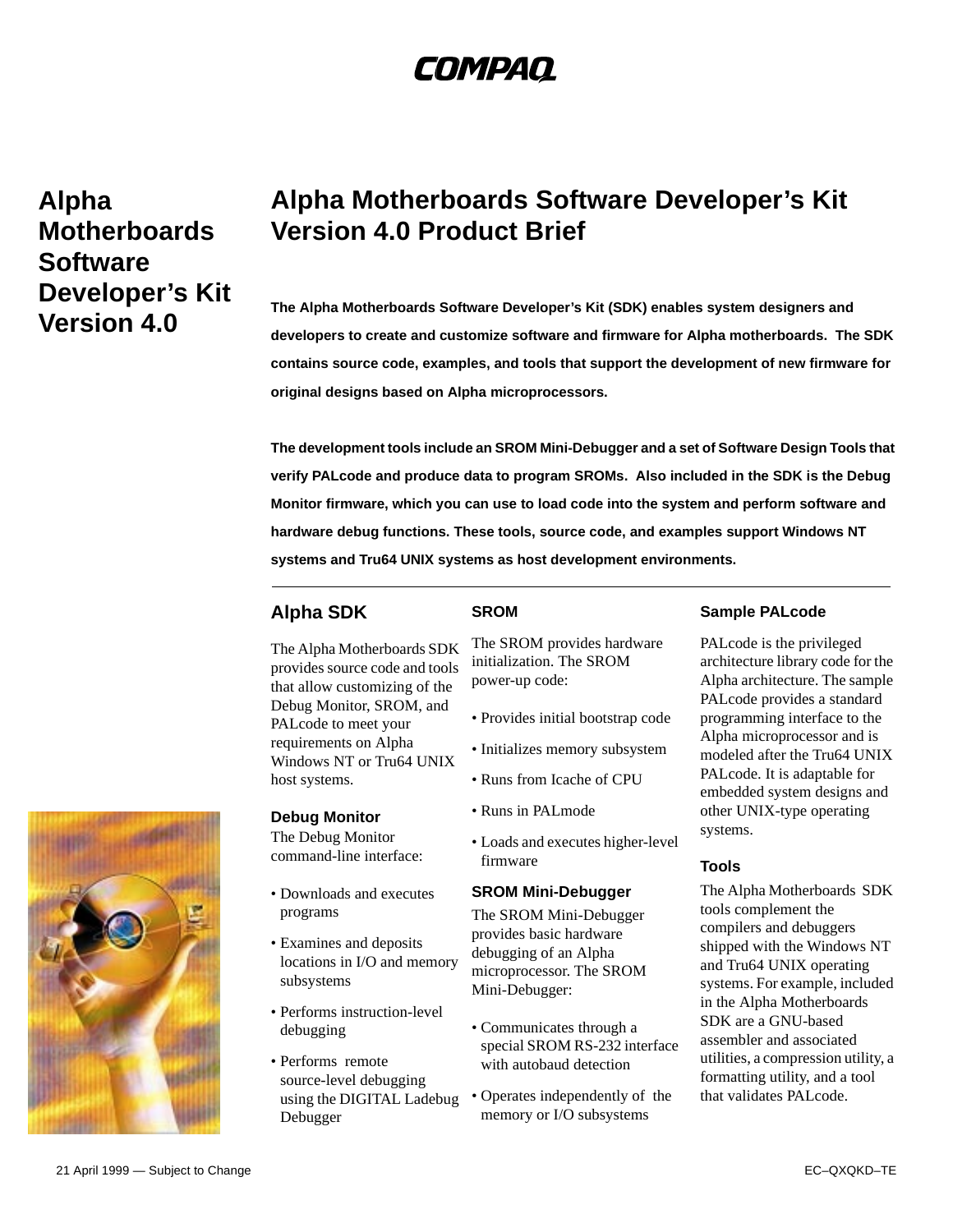COMPAQ

# Alpha Motherboards Software Developer's Kit Version 4.0

# Alpha Motherboards Software Developer's Kit Version 4.0 Product Brief

**The Alpha Motherboards Software Developer's Kit (SDK) enables system designers and developers to create and customize software and firmware for Alpha motherboards. The SDK contains source code, examples, and tools that support the development of new firmware for original designs based on Alpha microprocessors.**

**The development tools include an SROM Mini-Debugger and a set of Software Design Tools that verify PALcode and produce data to program SROMs. Also included in the SDK is the Debug Monitor firmware, which you can use to load code into the system and perform software and hardware debug functions. These tools, source code, and examples support Windows NT systems and Tru64 UNIX systems as host development environments.**

---

## Alpha SDK

The Alpha Motherboards SDK provides source code and tools that allow customizing of the Debug Monitor, SROM, and PALcode to meet your requirements on Alpha Windows NT or Tru64 UNIX host systems.

### Debug Monitor

The Debug Monitor command-line interface:

- Downloads and executes programs
- Examines and deposits locations in I/O and memory subsystems
- Performs instruction-level debugging
- Performs remote source-level debugging using the DIGITAL Ladebug Debugger

### SROM

The SROM provides hardware initialization. The SROM power-up code:

- Provides initial bootstrap code
- Initializes memory subsystem
- Runs from Icache of CPU
- Runs in PALmode
- Loads and executes higher-level firmware

### SROM Mini-Debugger

The SROM Mini-Debugger provides basic hardware debugging of an Alpha microprocessor. The SROM Mini-Debugger:

- Communicates through a special SROM RS-232 interface with autobaud detection
- Operates independently of the memory or I/O subsystems

### Sample PALcode

PALcode is the privileged architecture library code for the Alpha architecture. The sample PALcode provides a standard programming interface to the Alpha microprocessor and is modeled after the Tru64 UNIX PALcode. It is adaptable for embedded system designs and other UNIX-type operating systems.

### Tools

The Alpha Motherboards SDK tools complement the compilers and debuggers shipped with the Windows NT and Tru64 UNIX operating systems. For example, included in the Alpha Motherboards SDK are a GNU-based assembler and associated utilities, a compression utility, a formatting utility, and a tool that validates PALcode.

21 April 1999 — Subject to Change

EC–QXQKD–TE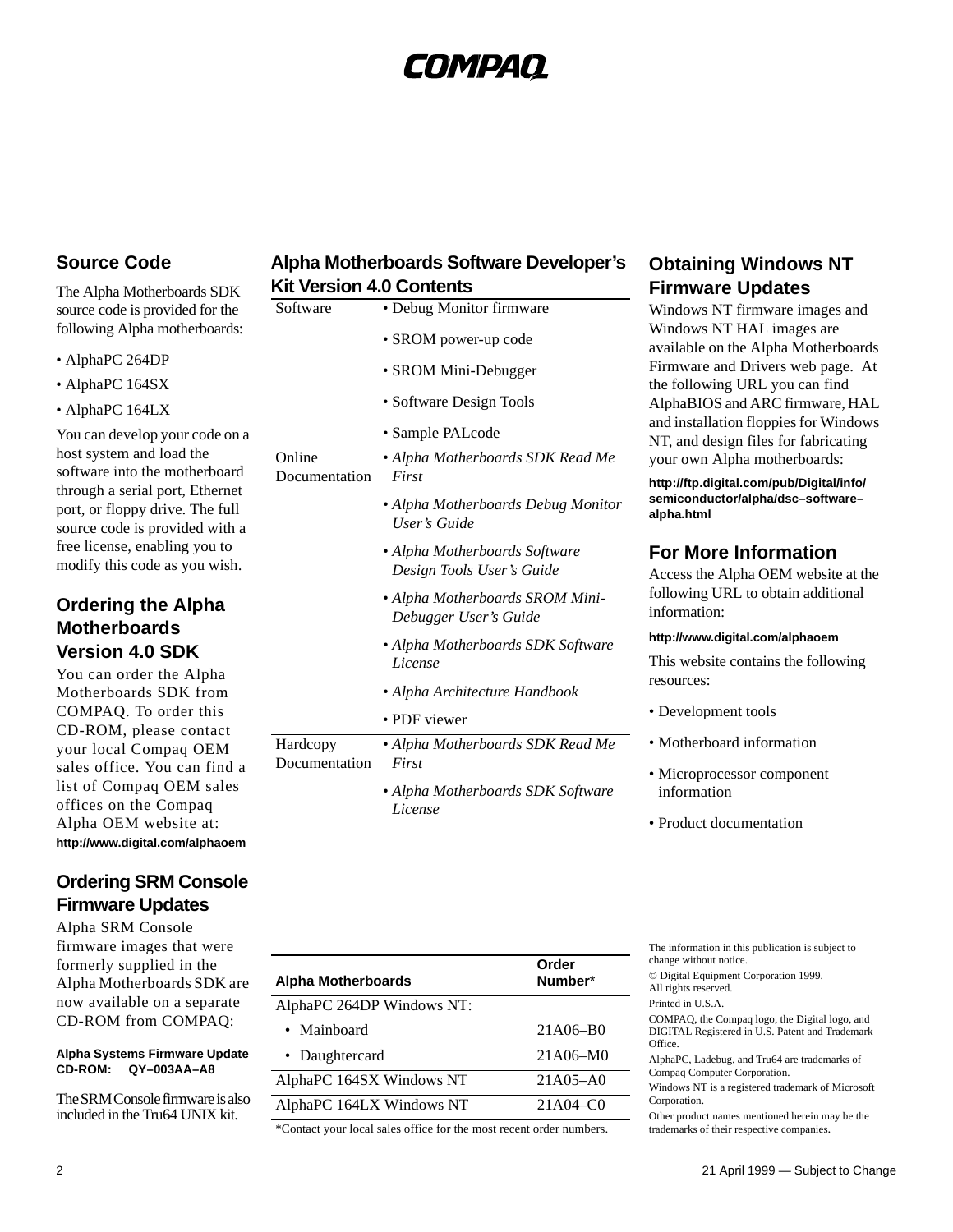COMPAQ

## Source Code

The Alpha Motherboards SDK source code is provided for the following Alpha motherboards:

- AlphaPC 264DP
- AlphaPC 164SX
- AlphaPC 164LX

You can develop your code on a host system and load the software into the motherboard through a serial port, Ethernet port, or floppy drive. The full source code is provided with a free license, enabling you to modify this code as you wish.

## Ordering the Alpha Motherboards Version 4.0 SDK

You can order the Alpha Motherboards SDK from COMPAQ. To order this CD-ROM, please contact your local Compaq OEM sales office. You can find a list of Compaq OEM sales offices on the Compaq Alpha OEM website at:

**http://www.digital.com/alphaoem**

## Ordering SRM Console Firmware Updates

Alpha SRM Console firmware images that were formerly supplied in the Alpha Motherboards SDK are now available on a separate CD-ROM from COMPAQ:

**Alpha Systems Firmware Update CD-ROM: QY–003AA–A8**

The SRM Console firmware is also included in the Tru64 UNIX kit.

## Alpha Motherboards Software Developer's Kit Version 4.0 Contents

| | |
|---|---|
| Software | • Debug Monitor firmware<br>• SROM power-up code<br>• SROM Mini-Debugger<br>• Software Design Tools<br>• Sample PALcode |
| Online Documentation | • *Alpha Motherboards SDK Read Me First*<br>• *Alpha Motherboards Debug Monitor User's Guide*<br>• *Alpha Motherboards Software Design Tools User's Guide*<br>• *Alpha Motherboards SROM Mini-Debugger User's Guide*<br>• *Alpha Motherboards SDK Software License*<br>• *Alpha Architecture Handbook*<br>• PDF viewer |
| Hardcopy Documentation | • *Alpha Motherboards SDK Read Me First*<br>• *Alpha Motherboards SDK Software License* |

| Alpha Motherboards | Order Number* |
|---|---|
| AlphaPC 264DP Windows NT: | |
| • Mainboard | 21A06–B0 |
| • Daughtercard | 21A06–M0 |
| AlphaPC 164SX Windows NT | 21A05–A0 |
| AlphaPC 164LX Windows NT | 21A04–C0 |

*Contact your local sales office for the most recent order numbers.

## Obtaining Windows NT Firmware Updates

Windows NT firmware images and Windows NT HAL images are available on the Alpha Motherboards Firmware and Drivers web page. At the following URL you can find AlphaBIOS and ARC firmware, HAL and installation floppies for Windows NT, and design files for fabricating your own Alpha motherboards:

**http://ftp.digital.com/pub/Digital/info/semiconductor/alpha/dsc–software–alpha.html**

## For More Information

Access the Alpha OEM website at the following URL to obtain additional information:

**http://www.digital.com/alphaoem**

This website contains the following resources:

- Development tools
- Motherboard information
- Microprocessor component information
- Product documentation

The information in this publication is subject to change without notice.

© Digital Equipment Corporation 1999. All rights reserved.

Printed in U.S.A.

COMPAQ, the Compaq logo, the Digital logo, and DIGITAL Registered in U.S. Patent and Trademark Office.

AlphaPC, Ladebug, and Tru64 are trademarks of Compaq Computer Corporation.

Windows NT is a registered trademark of Microsoft Corporation.

Other product names mentioned herein may be the trademarks of their respective companies.

21 April 1999 — Subject to Change